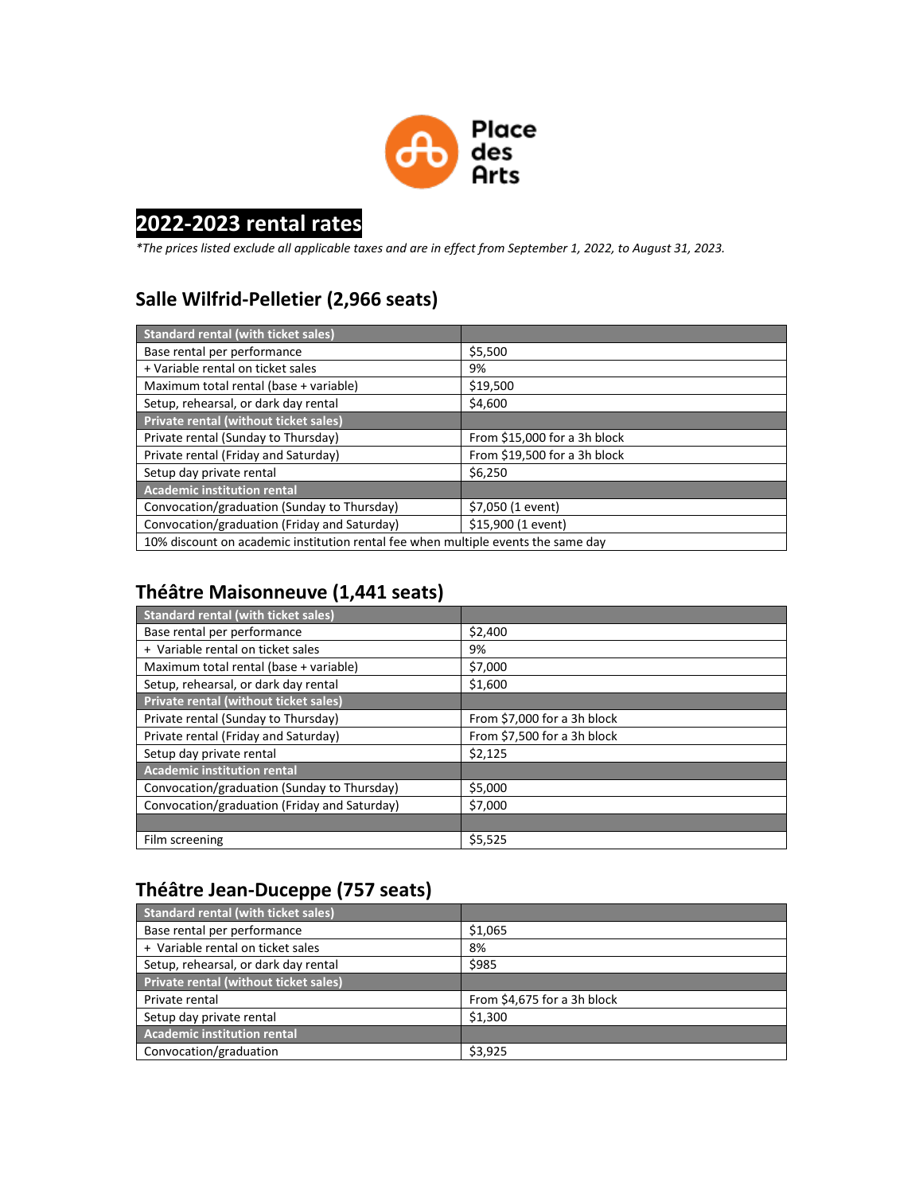# 2022-2023 rental rates

*\*The prices listed exclude all applicable taxes and are in effect from September 1, 2022, to August 31, 2023.*

## Salle Wilfrid-Pelletier (2,966 seats)

| Standard rental (with ticket sales) | |
|---|---|
| Base rental per performance | $5,500 |
| + Variable rental on ticket sales | 9% |
| Maximum total rental (base + variable) | $19,500 |
| Setup, rehearsal, or dark day rental | $4,600 |
| **Private rental (without ticket sales)** | |
| Private rental (Sunday to Thursday) | From $15,000 for a 3h block |
| Private rental (Friday and Saturday) | From $19,500 for a 3h block |
| Setup day private rental | $6,250 |
| **Academic institution rental** | |
| Convocation/graduation (Sunday to Thursday) | $7,050 (1 event) |
| Convocation/graduation (Friday and Saturday) | $15,900 (1 event) |
| 10% discount on academic institution rental fee when multiple events the same day | |

## Théâtre Maisonneuve (1,441 seats)

| Standard rental (with ticket sales) | |
|---|---|
| Base rental per performance | $2,400 |
| + Variable rental on ticket sales | 9% |
| Maximum total rental (base + variable) | $7,000 |
| Setup, rehearsal, or dark day rental | $1,600 |
| **Private rental (without ticket sales)** | |
| Private rental (Sunday to Thursday) | From $7,000 for a 3h block |
| Private rental (Friday and Saturday) | From $7,500 for a 3h block |
| Setup day private rental | $2,125 |
| **Academic institution rental** | |
| Convocation/graduation (Sunday to Thursday) | $5,000 |
| Convocation/graduation (Friday and Saturday) | $7,000 |
| | |
| Film screening | $5,525 |

## Théâtre Jean-Duceppe (757 seats)

| Standard rental (with ticket sales) | |
|---|---|
| Base rental per performance | $1,065 |
| + Variable rental on ticket sales | 8% |
| Setup, rehearsal, or dark day rental | $985 |
| **Private rental (without ticket sales)** | |
| Private rental | From $4,675 for a 3h block |
| Setup day private rental | $1,300 |
| **Academic institution rental** | |
| Convocation/graduation | $3,925 |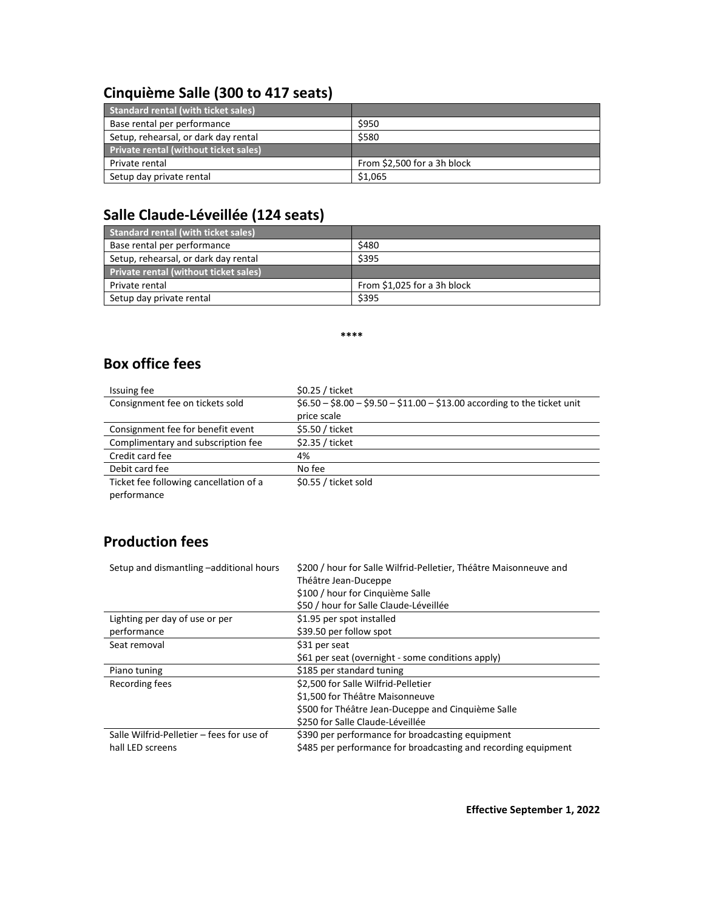## Cinquième Salle (300 to 417 seats)

| Standard rental (with ticket sales) | |
|---|---|
| Base rental per performance | $950 |
| Setup, rehearsal, or dark day rental | $580 |
| **Private rental (without ticket sales)** | |
| Private rental | From $2,500 for a 3h block |
| Setup day private rental | $1,065 |

## Salle Claude-Léveillée (124 seats)

| Standard rental (with ticket sales) | |
|---|---|
| Base rental per performance | $480 |
| Setup, rehearsal, or dark day rental | $395 |
| **Private rental (without ticket sales)** | |
| Private rental | From $1,025 for a 3h block |
| Setup day private rental | $395 |

****

## Box office fees

| | |
|---|---|
| Issuing fee | $0.25 / ticket |
| Consignment fee on tickets sold | $6.50 – $8.00 – $9.50 – $11.00 – $13.00 according to the ticket unit price scale |
| Consignment fee for benefit event | $5.50 / ticket |
| Complimentary and subscription fee | $2.35 / ticket |
| Credit card fee | 4% |
| Debit card fee | No fee |
| Ticket fee following cancellation of a performance | $0.55 / ticket sold |

## Production fees

| | |
|---|---|
| Setup and dismantling –additional hours | $200 / hour for Salle Wilfrid-Pelletier, Théâtre Maisonneuve and Théâtre Jean-Duceppe<br>$100 / hour for Cinquième Salle<br>$50 / hour for Salle Claude-Léveillée |
| Lighting per day of use or per performance | $1.95 per spot installed<br>$39.50 per follow spot |
| Seat removal | $31 per seat<br>$61 per seat (overnight - some conditions apply) |
| Piano tuning | $185 per standard tuning |
| Recording fees | $2,500 for Salle Wilfrid-Pelletier<br>$1,500 for Théâtre Maisonneuve<br>$500 for Théâtre Jean-Duceppe and Cinquième Salle<br>$250 for Salle Claude-Léveillée |
| Salle Wilfrid-Pelletier – fees for use of hall LED screens | $390 per performance for broadcasting equipment<br>$485 per performance for broadcasting and recording equipment |

**Effective September 1, 2022**